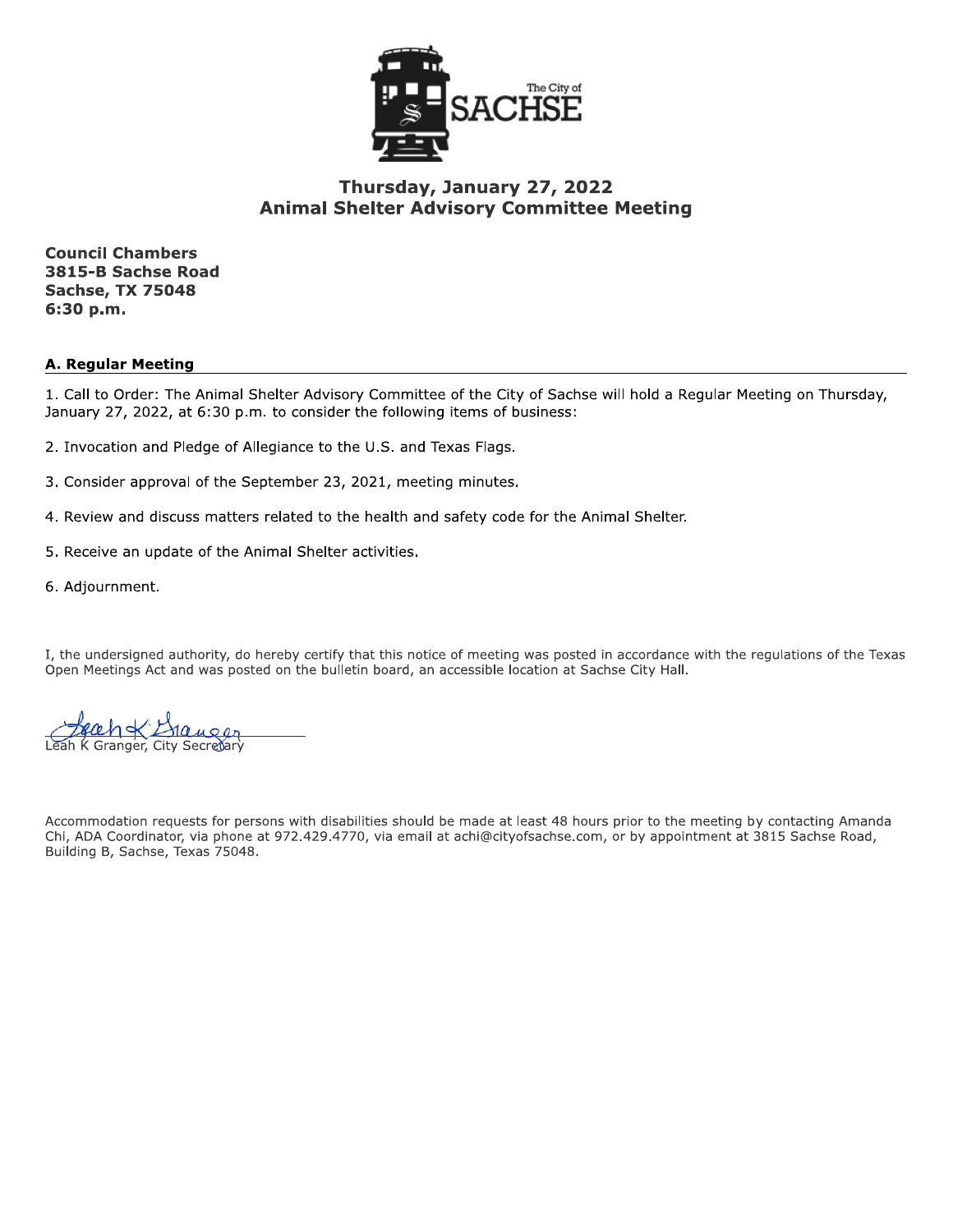The City of SACHSE

# Thursday, January 27, 2022
# Animal Shelter Advisory Committee Meeting

**Council Chambers**
**3815-B Sachse Road**
**Sachse, TX 75048**
**6:30 p.m.**

## A. Regular Meeting

1. Call to Order: The Animal Shelter Advisory Committee of the City of Sachse will hold a Regular Meeting on Thursday, January 27, 2022, at 6:30 p.m. to consider the following items of business:

2. Invocation and Pledge of Allegiance to the U.S. and Texas Flags.

3. Consider approval of the September 23, 2021, meeting minutes.

4. Review and discuss matters related to the health and safety code for the Animal Shelter.

5. Receive an update of the Animal Shelter activities.

6. Adjournment.

I, the undersigned authority, do hereby certify that this notice of meeting was posted in accordance with the regulations of the Texas Open Meetings Act and was posted on the bulletin board, an accessible location at Sachse City Hall.

Leah K Granger, City Secretary

Accommodation requests for persons with disabilities should be made at least 48 hours prior to the meeting by contacting Amanda Chi, ADA Coordinator, via phone at 972.429.4770, via email at achi@cityofsachse.com, or by appointment at 3815 Sachse Road, Building B, Sachse, Texas 75048.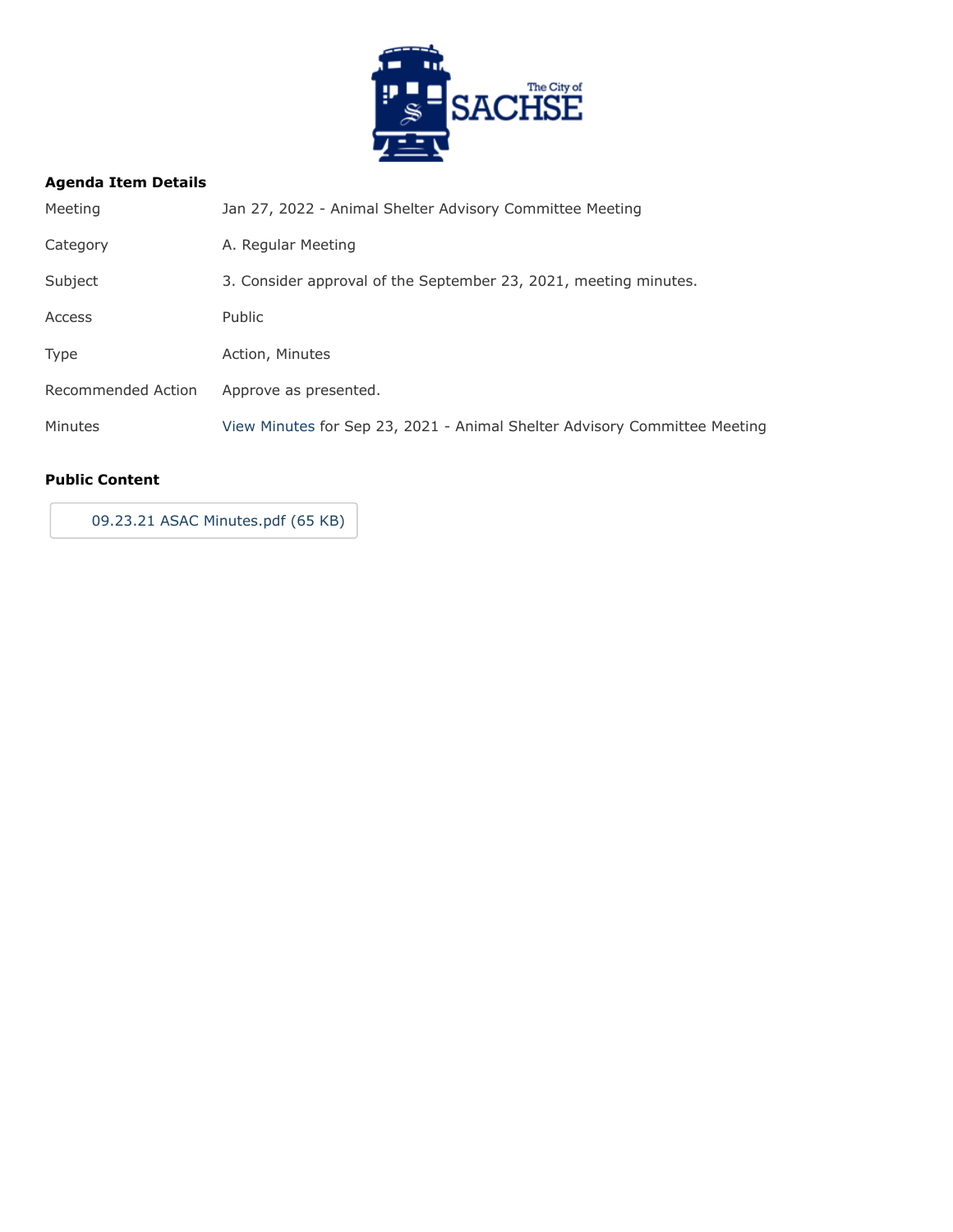## Agenda Item Details

| | |
|---|---|
| Meeting | Jan 27, 2022 - Animal Shelter Advisory Committee Meeting |
| Category | A. Regular Meeting |
| Subject | 3. Consider approval of the September 23, 2021, meeting minutes. |
| Access | Public |
| Type | Action, Minutes |
| Recommended Action | Approve as presented. |
| Minutes | View Minutes for Sep 23, 2021 - Animal Shelter Advisory Committee Meeting |

## Public Content

09.23.21 ASAC Minutes.pdf (65 KB)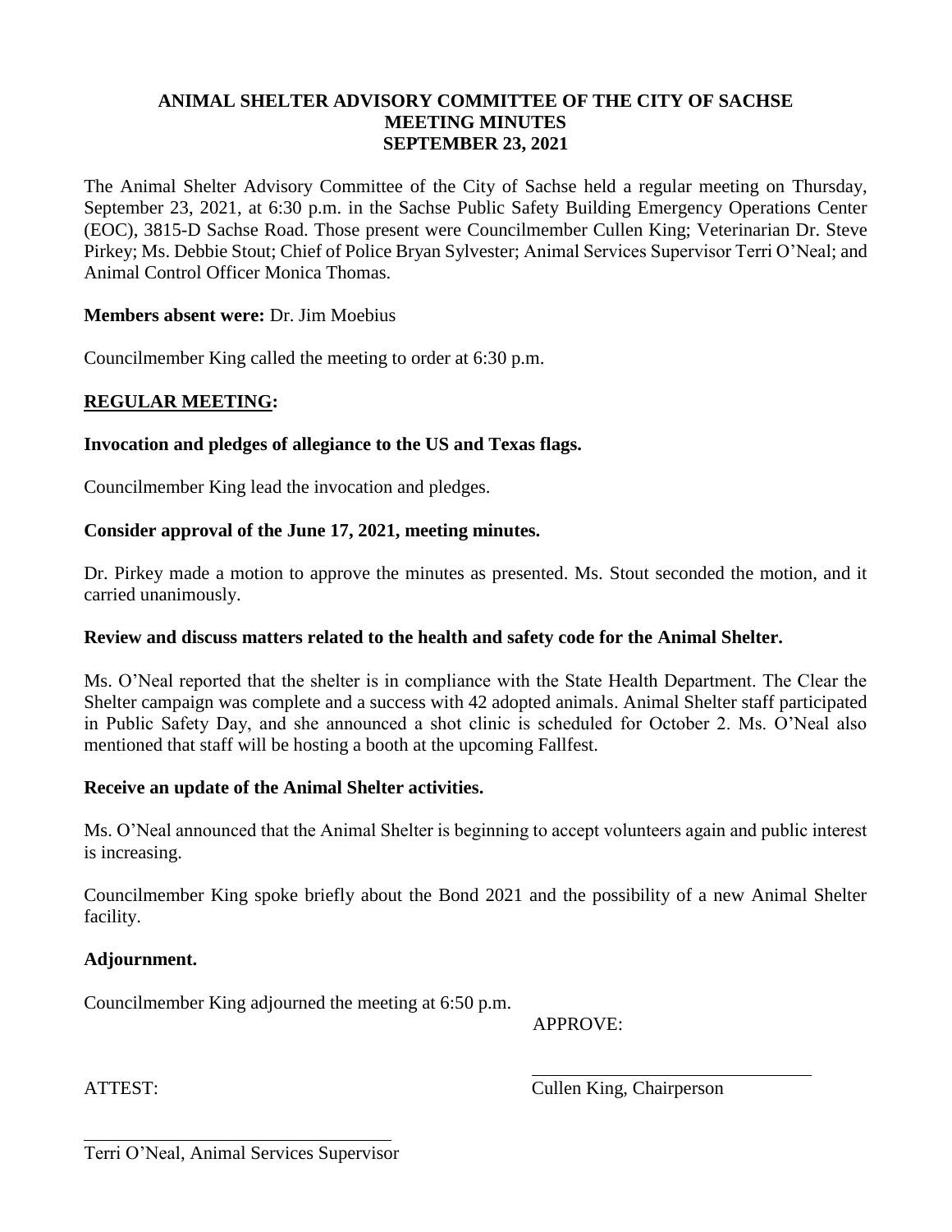# ANIMAL SHELTER ADVISORY COMMITTEE OF THE CITY OF SACHSE
## MEETING MINUTES
## SEPTEMBER 23, 2021

The Animal Shelter Advisory Committee of the City of Sachse held a regular meeting on Thursday, September 23, 2021, at 6:30 p.m. in the Sachse Public Safety Building Emergency Operations Center (EOC), 3815-D Sachse Road. Those present were Councilmember Cullen King; Veterinarian Dr. Steve Pirkey; Ms. Debbie Stout; Chief of Police Bryan Sylvester; Animal Services Supervisor Terri O'Neal; and Animal Control Officer Monica Thomas.

**Members absent were:** Dr. Jim Moebius

Councilmember King called the meeting to order at 6:30 p.m.

## REGULAR MEETING:

**Invocation and pledges of allegiance to the US and Texas flags.**

Councilmember King lead the invocation and pledges.

**Consider approval of the June 17, 2021, meeting minutes.**

Dr. Pirkey made a motion to approve the minutes as presented. Ms. Stout seconded the motion, and it carried unanimously.

**Review and discuss matters related to the health and safety code for the Animal Shelter.**

Ms. O'Neal reported that the shelter is in compliance with the State Health Department. The Clear the Shelter campaign was complete and a success with 42 adopted animals. Animal Shelter staff participated in Public Safety Day, and she announced a shot clinic is scheduled for October 2. Ms. O'Neal also mentioned that staff will be hosting a booth at the upcoming Fallfest.

**Receive an update of the Animal Shelter activities.**

Ms. O'Neal announced that the Animal Shelter is beginning to accept volunteers again and public interest is increasing.

Councilmember King spoke briefly about the Bond 2021 and the possibility of a new Animal Shelter facility.

**Adjournment.**

Councilmember King adjourned the meeting at 6:50 p.m.

APPROVE:

\_\_\_\_\_\_\_\_\_\_\_\_\_\_\_\_\_\_\_\_\_\_\_\_\_\_\_\_\_\_
Cullen King, Chairperson

ATTEST:

\_\_\_\_\_\_\_\_\_\_\_\_\_\_\_\_\_\_\_\_\_\_\_\_\_\_\_\_\_\_
Terri O'Neal, Animal Services Supervisor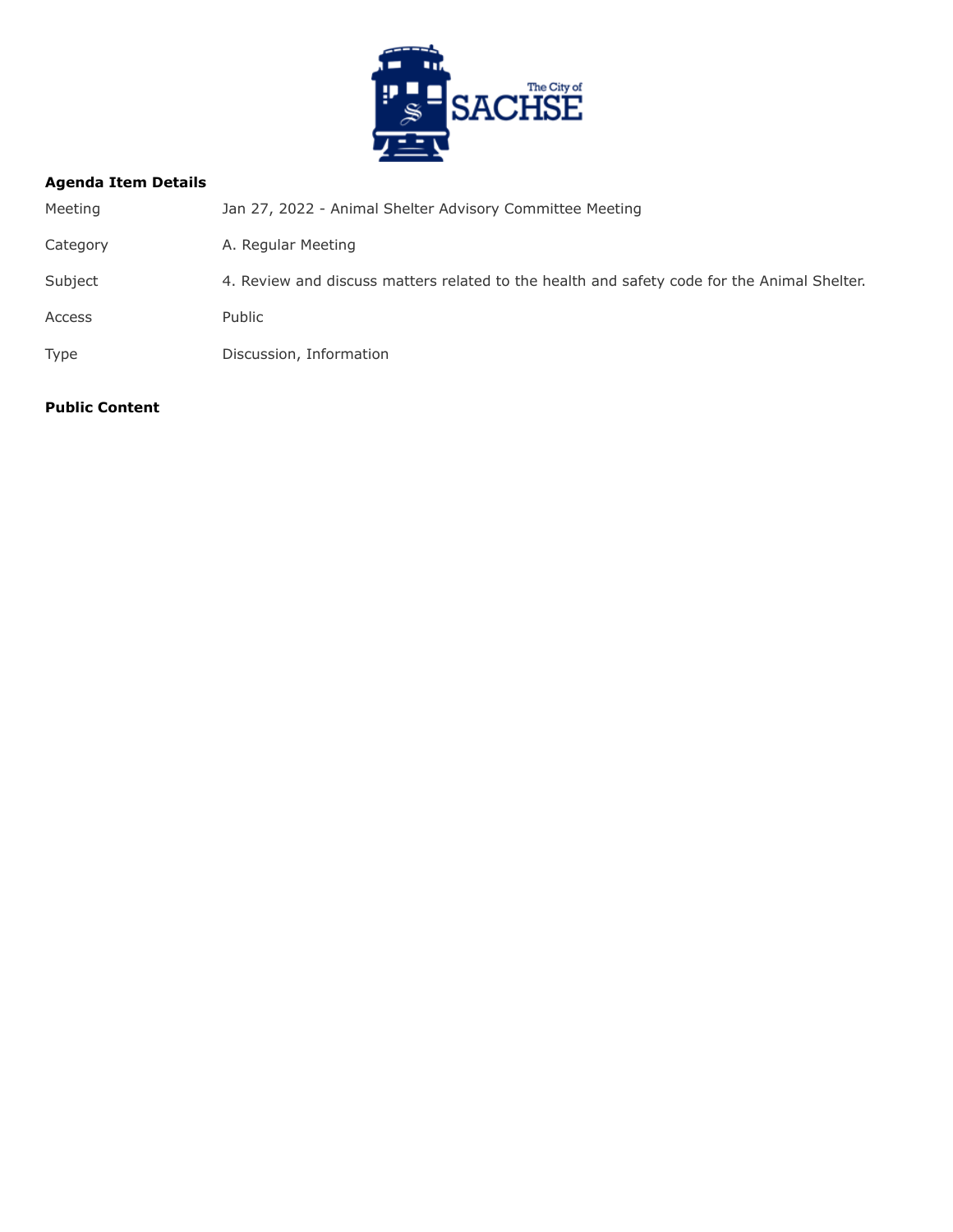**Agenda Item Details**

| | |
|---|---|
| Meeting | Jan 27, 2022 - Animal Shelter Advisory Committee Meeting |
| Category | A. Regular Meeting |
| Subject | 4. Review and discuss matters related to the health and safety code for the Animal Shelter. |
| Access | Public |
| Type | Discussion, Information |

**Public Content**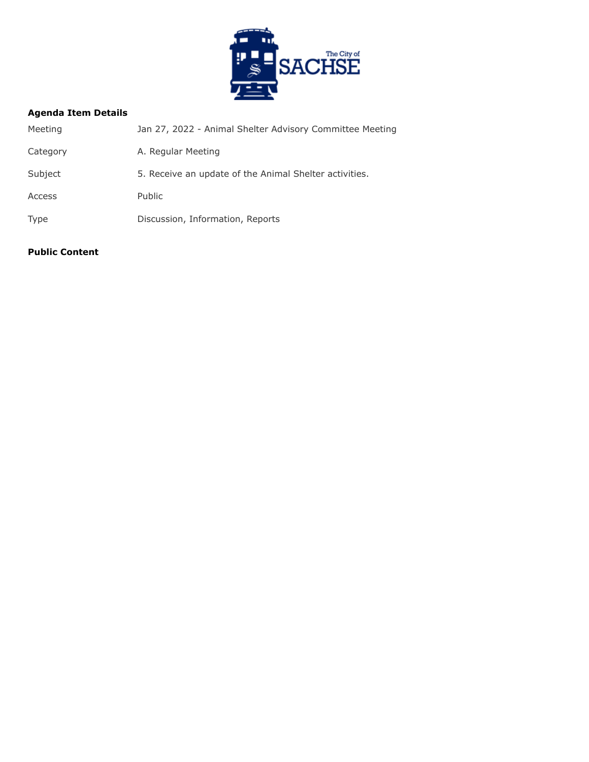**Agenda Item Details**

| | |
|---|---|
| Meeting | Jan 27, 2022 - Animal Shelter Advisory Committee Meeting |
| Category | A. Regular Meeting |
| Subject | 5. Receive an update of the Animal Shelter activities. |
| Access | Public |
| Type | Discussion, Information, Reports |

**Public Content**